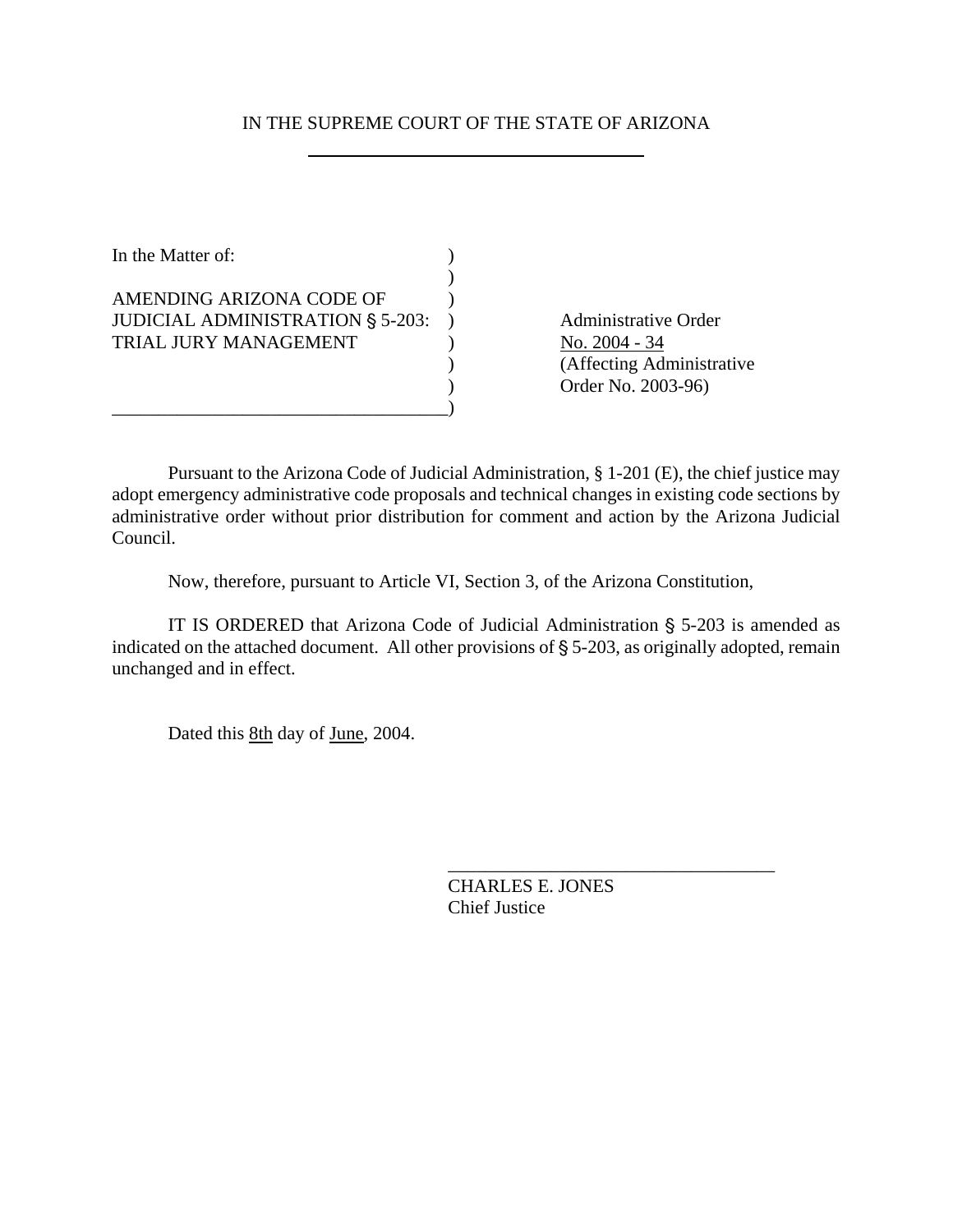IN THE SUPREME COURT OF THE STATE OF ARIZONA

In the Matter of:

AMENDING ARIZONA CODE OF JUDICIAL ADMINISTRATION § 5-203: TRIAL JURY MANAGEMENT

Administrative Order No. 2004 - 34
(Affecting Administrative Order No. 2003-96)

Pursuant to the Arizona Code of Judicial Administration, § 1-201 (E), the chief justice may adopt emergency administrative code proposals and technical changes in existing code sections by administrative order without prior distribution for comment and action by the Arizona Judicial Council.

Now, therefore, pursuant to Article VI, Section 3, of the Arizona Constitution,

IT IS ORDERED that Arizona Code of Judicial Administration § 5-203 is amended as indicated on the attached document. All other provisions of § 5-203, as originally adopted, remain unchanged and in effect.

Dated this 8th day of June, 2004.

CHARLES E. JONES
Chief Justice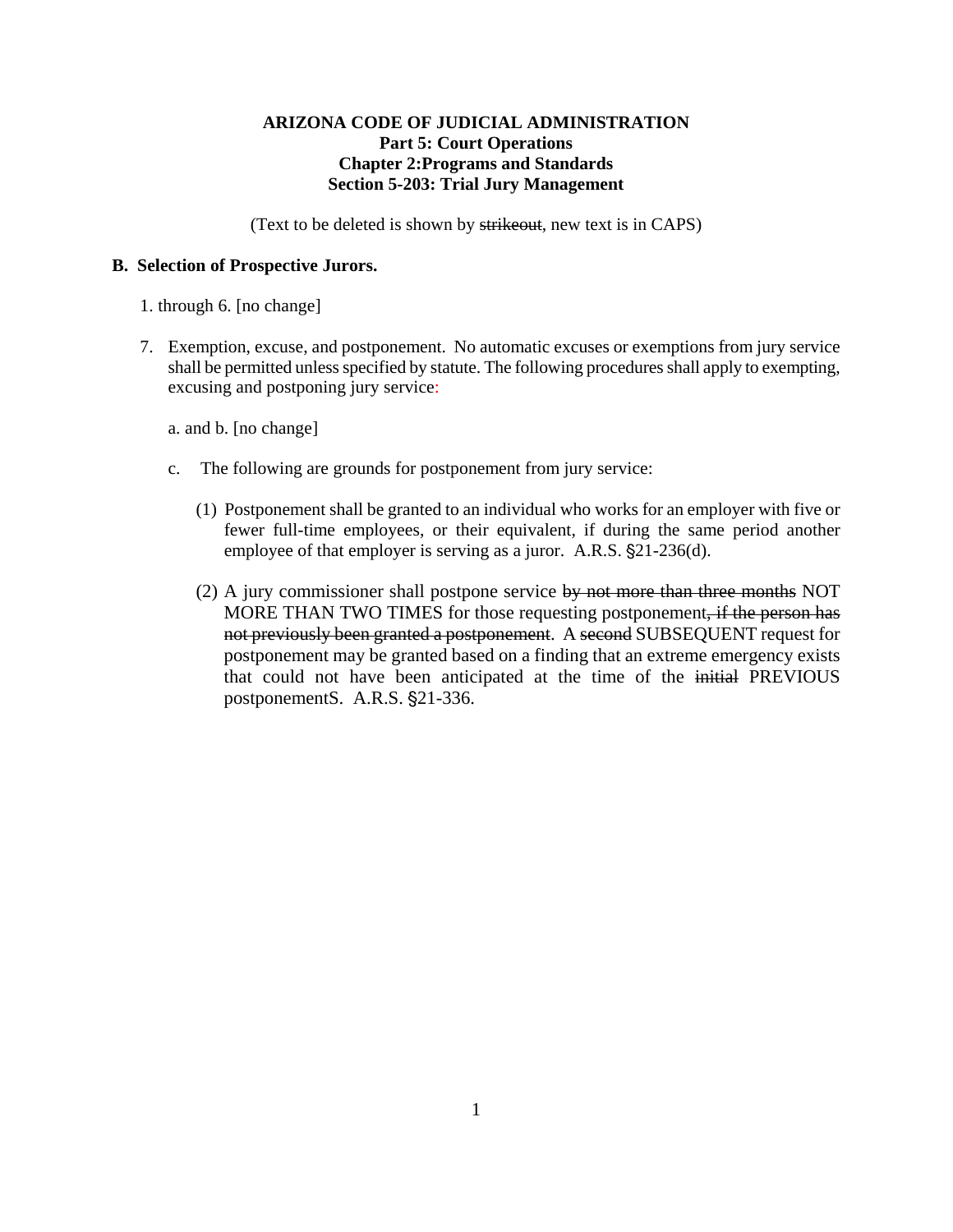**ARIZONA CODE OF JUDICIAL ADMINISTRATION**
**Part 5: Court Operations**
**Chapter 2:Programs and Standards**
**Section 5-203: Trial Jury Management**

(Text to be deleted is shown by ~~strikeout~~, new text is in CAPS)

**B. Selection of Prospective Jurors.**

1. through 6. [no change]

7. Exemption, excuse, and postponement. No automatic excuses or exemptions from jury service shall be permitted unless specified by statute. The following procedures shall apply to exempting, excusing and postponing jury service:

   a. and b. [no change]

   c. The following are grounds for postponement from jury service:

      (1) Postponement shall be granted to an individual who works for an employer with five or fewer full-time employees, or their equivalent, if during the same period another employee of that employer is serving as a juror. A.R.S. §21-236(d).

      (2) A jury commissioner shall postpone service ~~by not more than three months~~ NOT MORE THAN TWO TIMES for those requesting postponement~~, if the person has not previously been granted a postponement~~. A ~~second~~ SUBSEQUENT request for postponement may be granted based on a finding that an extreme emergency exists that could not have been anticipated at the time of the ~~initial~~ PREVIOUS postponementS. A.R.S. §21-336.